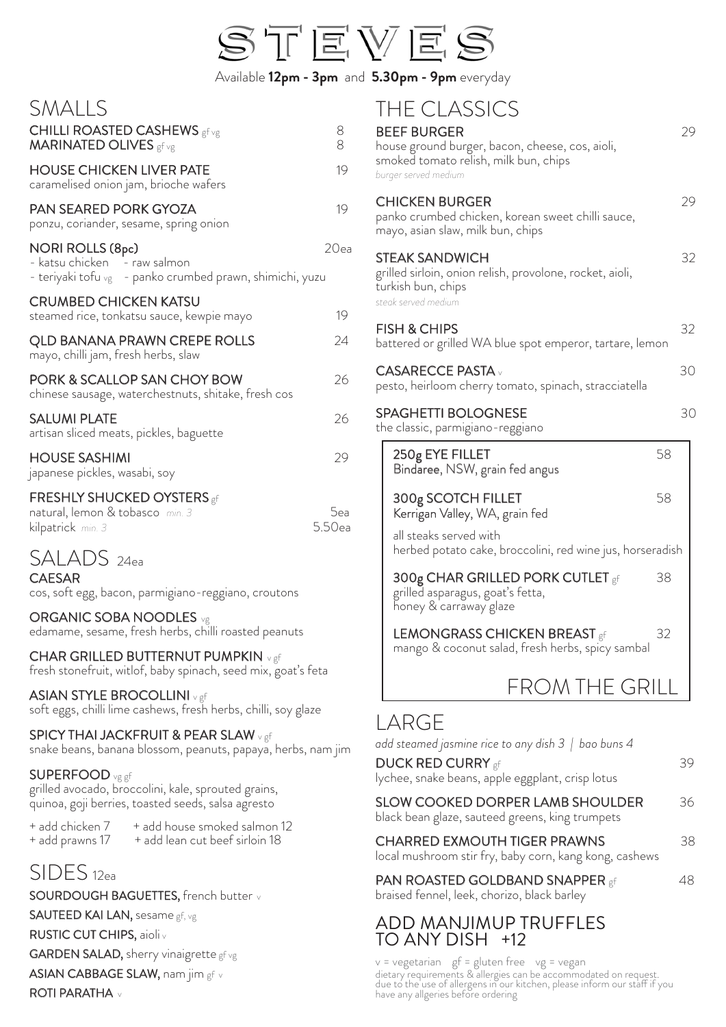# STEVES

Available **12pm - 3pm** and **5.30pm - 9pm** everyday

## SMALLS

**CHILLI ROASTED CASHEWS** gf vg — 8

**MARINATED OLIVES** gf vg — 8

**HOUSE CHICKEN LIVER PATE** — 19
caramelised onion jam, brioche wafers

**PAN SEARED PORK GYOZA** — 19
ponzu, coriander, sesame, spring onion

**NORI ROLLS (8pc)** — 20ea
- katsu chicken - raw salmon
- teriyaki tofu vg - panko crumbed prawn, shimichi, yuzu

**CRUMBED CHICKEN KATSU** — 19
steamed rice, tonkatsu sauce, kewpie mayo

**QLD BANANA PRAWN CREPE ROLLS** — 24
mayo, chilli jam, fresh herbs, slaw

**PORK & SCALLOP SAN CHOY BOW** — 26
chinese sausage, waterchestnuts, shitake, fresh cos

**SALUMI PLATE** — 26
artisan sliced meats, pickles, baguette

**HOUSE SASHIMI** — 29
japanese pickles, wasabi, soy

**FRESHLY SHUCKED OYSTERS** gf
natural, lemon & tobasco *min. 3* — 5ea
kilpatrick *min. 3* — 5.50ea

## SALADS 24ea

**CAESAR**
cos, soft egg, bacon, parmigiano-reggiano, croutons

**ORGANIC SOBA NOODLES** vg
edamame, sesame, fresh herbs, chilli roasted peanuts

**CHAR GRILLED BUTTERNUT PUMPKIN** v gf
fresh stonefruit, witlof, baby spinach, seed mix, goat's feta

**ASIAN STYLE BROCOLLINI** v gf
soft eggs, chilli lime cashews, fresh herbs, chilli, soy glaze

**SPICY THAI JACKFRUIT & PEAR SLAW** v gf
snake beans, banana blossom, peanuts, papaya, herbs, nam jim

**SUPERFOOD** vg gf
grilled avocado, broccolini, kale, sprouted grains, quinoa, goji berries, toasted seeds, salsa agresto

+ add chicken 7
+ add house smoked salmon 12
+ add prawns 17
+ add lean cut beef sirloin 18

## SIDES 12ea

**SOURDOUGH BAGUETTES,** french butter v

**SAUTEED KAI LAN,** sesame gf, vg

**RUSTIC CUT CHIPS,** aioli v

**GARDEN SALAD,** sherry vinaigrette gf vg

**ASIAN CABBAGE SLAW,** nam jim gf v

**ROTI PARATHA** v

## THE CLASSICS

**BEEF BURGER** — 29
house ground burger, bacon, cheese, cos, aioli, smoked tomato relish, milk bun, chips
*burger served medium*

**CHICKEN BURGER** — 29
panko crumbed chicken, korean sweet chilli sauce, mayo, asian slaw, milk bun, chips

**STEAK SANDWICH** — 32
grilled sirloin, onion relish, provolone, rocket, aioli, turkish bun, chips
*steak served medium*

**FISH & CHIPS** — 32
battered or grilled WA blue spot emperor, tartare, lemon

**CASARECCE PASTA** v — 30
pesto, heirloom cherry tomato, spinach, stracciatella

**SPAGHETTI BOLOGNESE** — 30
the classic, parmigiano-reggiano

## FROM THE GRILL

**250g EYE FILLET** — 58
Bindaree, NSW, grain fed angus

**300g SCOTCH FILLET** — 58
Kerrigan Valley, WA, grain fed

all steaks served with
herbed potato cake, broccolini, red wine jus, horseradish

**300g CHAR GRILLED PORK CUTLET** gf — 38
grilled asparagus, goat's fetta, honey & carraway glaze

**LEMONGRASS CHICKEN BREAST** gf — 32
mango & coconut salad, fresh herbs, spicy sambal

## LARGE

*add steamed jasmine rice to any dish 3 | bao buns 4*

**DUCK RED CURRY** gf — 39
lychee, snake beans, apple eggplant, crisp lotus

**SLOW COOKED DORPER LAMB SHOULDER** — 36
black bean glaze, sauteed greens, king trumpets

**CHARRED EXMOUTH TIGER PRAWNS** — 38
local mushroom stir fry, baby corn, kang kong, cashews

**PAN ROASTED GOLDBAND SNAPPER** gf — 48
braised fennel, leek, chorizo, black barley

## ADD MANJIMUP TRUFFLES TO ANY DISH +12

v = vegetarian gf = gluten free vg = vegan
dietary requirements & allergies can be accommodated on request.
due to the use of allergens in our kitchen, please inform our staff if you have any allgeries before ordering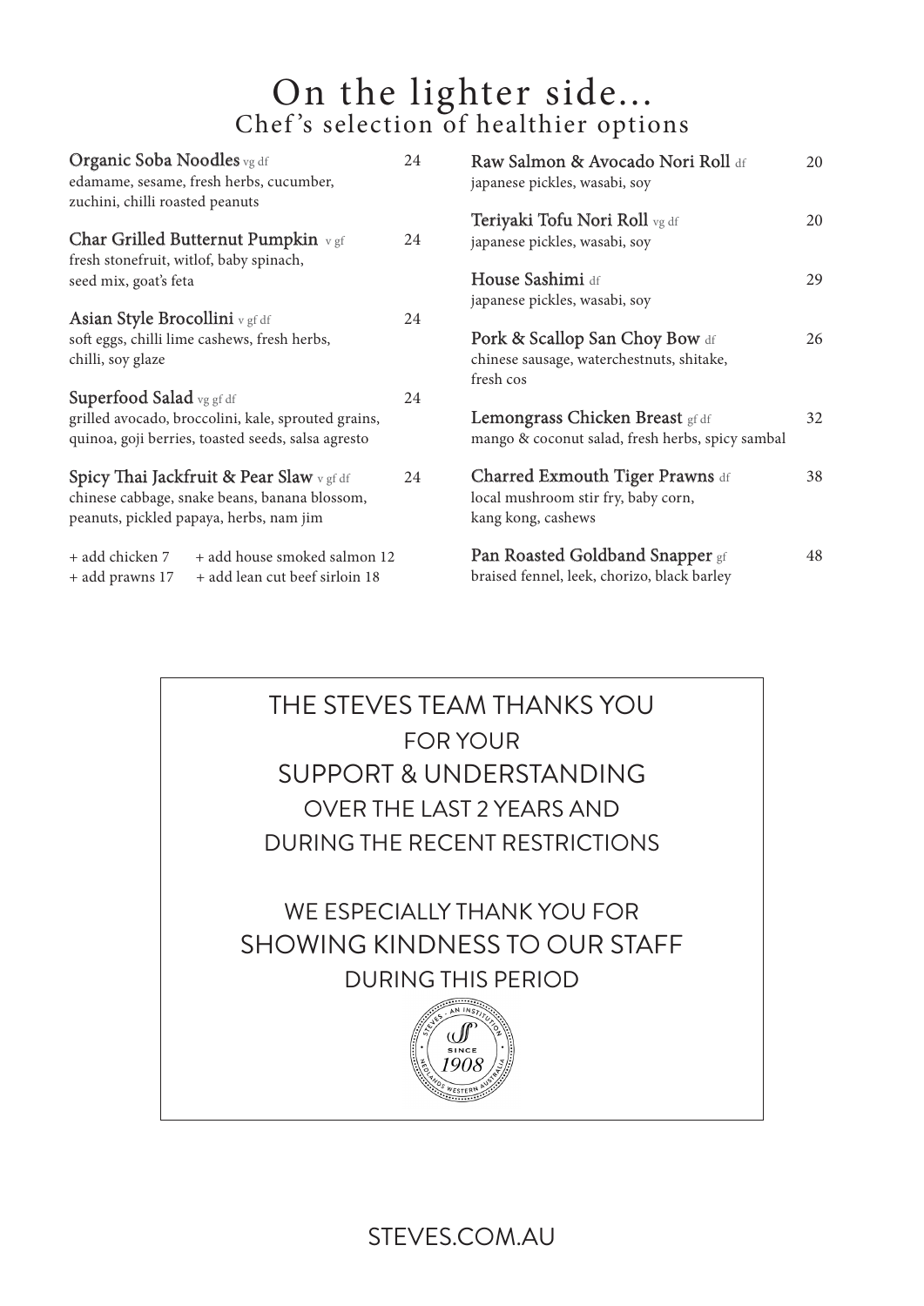# On the lighter side...

## Chef's selection of healthier options

**Organic Soba Noodles** vg df — 24
edamame, sesame, fresh herbs, cucumber, zuchini, chilli roasted peanuts

**Char Grilled Butternut Pumpkin** v gf — 24
fresh stonefruit, witlof, baby spinach, seed mix, goat's feta

**Asian Style Brocollini** v gf df — 24
soft eggs, chilli lime cashews, fresh herbs, chilli, soy glaze

**Superfood Salad** vg gf df — 24
grilled avocado, broccolini, kale, sprouted grains, quinoa, goji berries, toasted seeds, salsa agresto

**Spicy Thai Jackfruit & Pear Slaw** v gf df — 24
chinese cabbage, snake beans, banana blossom, peanuts, pickled papaya, herbs, nam jim

+ add chicken 7 + add house smoked salmon 12
+ add prawns 17 + add lean cut beef sirloin 18

**Raw Salmon & Avocado Nori Roll** df — 20
japanese pickles, wasabi, soy

**Teriyaki Tofu Nori Roll** vg df — 20
japanese pickles, wasabi, soy

**House Sashimi** df — 29
japanese pickles, wasabi, soy

**Pork & Scallop San Choy Bow** df — 26
chinese sausage, waterchestnuts, shitake, fresh cos

**Lemongrass Chicken Breast** gf df — 32
mango & coconut salad, fresh herbs, spicy sambal

**Charred Exmouth Tiger Prawns** df — 38
local mushroom stir fry, baby corn, kang kong, cashews

**Pan Roasted Goldband Snapper** gf — 48
braised fennel, leek, chorizo, black barley

THE STEVES TEAM THANKS YOU
FOR YOUR
SUPPORT & UNDERSTANDING
OVER THE LAST 2 YEARS AND
DURING THE RECENT RESTRICTIONS

WE ESPECIALLY THANK YOU FOR
SHOWING KINDNESS TO OUR STAFF
DURING THIS PERIOD

STEVES - AN INSTITUTION · SINCE 1908 · NEDLANDS WESTERN AUSTRALIA

STEVES.COM.AU